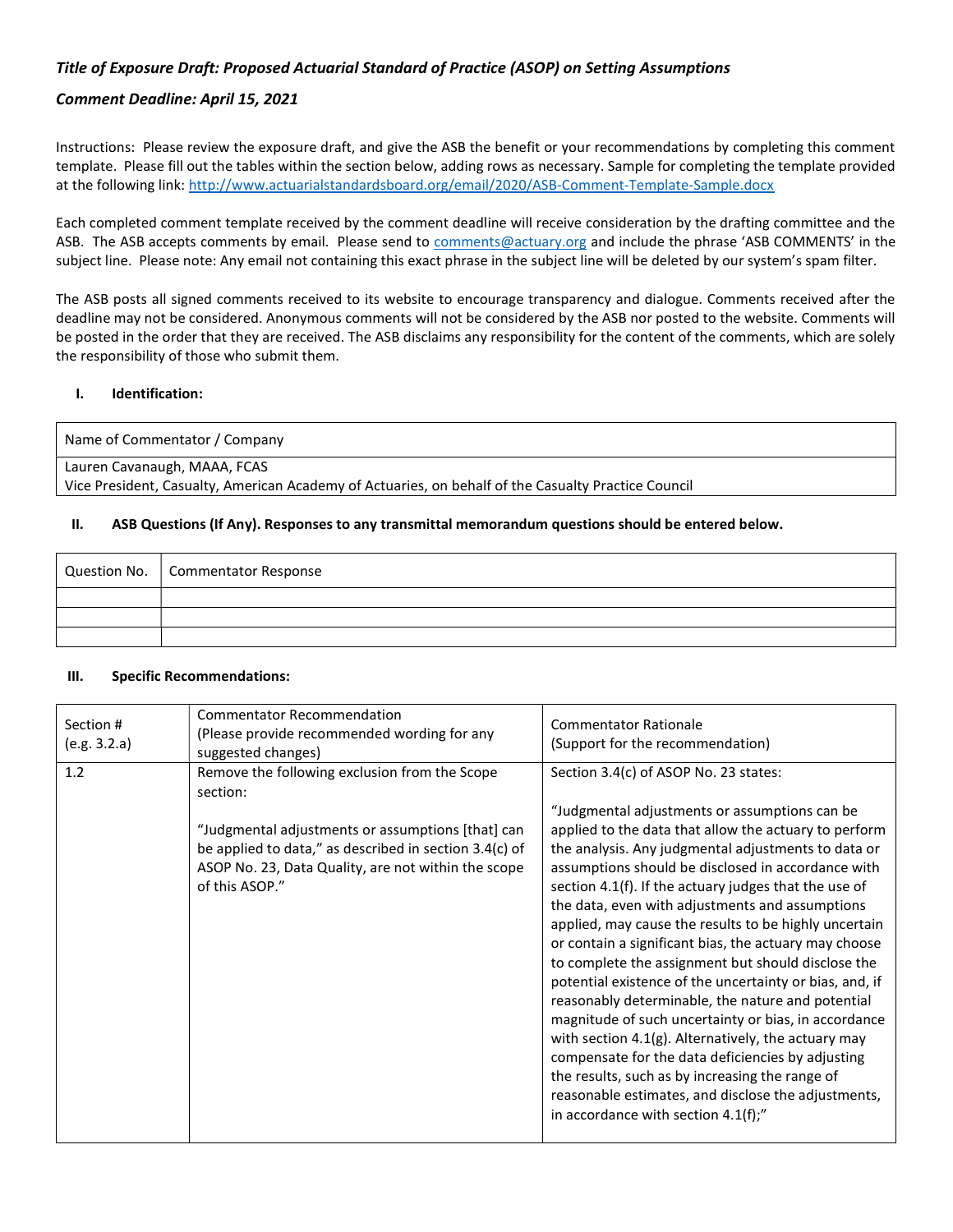***Title of Exposure Draft: Proposed Actuarial Standard of Practice (ASOP) on Setting Assumptions***

***Comment Deadline: April 15, 2021***

Instructions: Please review the exposure draft, and give the ASB the benefit or your recommendations by completing this comment template. Please fill out the tables within the section below, adding rows as necessary. Sample for completing the template provided at the following link: http://www.actuarialstandardsboard.org/email/2020/ASB-Comment-Template-Sample.docx

Each completed comment template received by the comment deadline will receive consideration by the drafting committee and the ASB. The ASB accepts comments by email. Please send to comments@actuary.org and include the phrase 'ASB COMMENTS' in the subject line. Please note: Any email not containing this exact phrase in the subject line will be deleted by our system's spam filter.

The ASB posts all signed comments received to its website to encourage transparency and dialogue. Comments received after the deadline may not be considered. Anonymous comments will not be considered by the ASB nor posted to the website. Comments will be posted in the order that they are received. The ASB disclaims any responsibility for the content of the comments, which are solely the responsibility of those who submit them.

**I. Identification:**

| Name of Commentator / Company |
|---|
| Lauren Cavanaugh, MAAA, FCAS<br>Vice President, Casualty, American Academy of Actuaries, on behalf of the Casualty Practice Council |

**II. ASB Questions (If Any). Responses to any transmittal memorandum questions should be entered below.**

| Question No. | Commentator Response |
|---|---|
| | |
| | |
| | |

**III. Specific Recommendations:**

| Section #<br>(e.g. 3.2.a) | Commentator Recommendation<br>(Please provide recommended wording for any suggested changes) | Commentator Rationale<br>(Support for the recommendation) |
|---|---|---|
| 1.2 | Remove the following exclusion from the Scope section:<br><br>"Judgmental adjustments or assumptions [that] can be applied to data," as described in section 3.4(c) of ASOP No. 23, Data Quality, are not within the scope of this ASOP." | Section 3.4(c) of ASOP No. 23 states:<br><br>"Judgmental adjustments or assumptions can be applied to the data that allow the actuary to perform the analysis. Any judgmental adjustments to data or assumptions should be disclosed in accordance with section 4.1(f). If the actuary judges that the use of the data, even with adjustments and assumptions applied, may cause the results to be highly uncertain or contain a significant bias, the actuary may choose to complete the assignment but should disclose the potential existence of the uncertainty or bias, and, if reasonably determinable, the nature and potential magnitude of such uncertainty or bias, in accordance with section 4.1(g). Alternatively, the actuary may compensate for the data deficiencies by adjusting the results, such as by increasing the range of reasonable estimates, and disclose the adjustments, in accordance with section 4.1(f);" |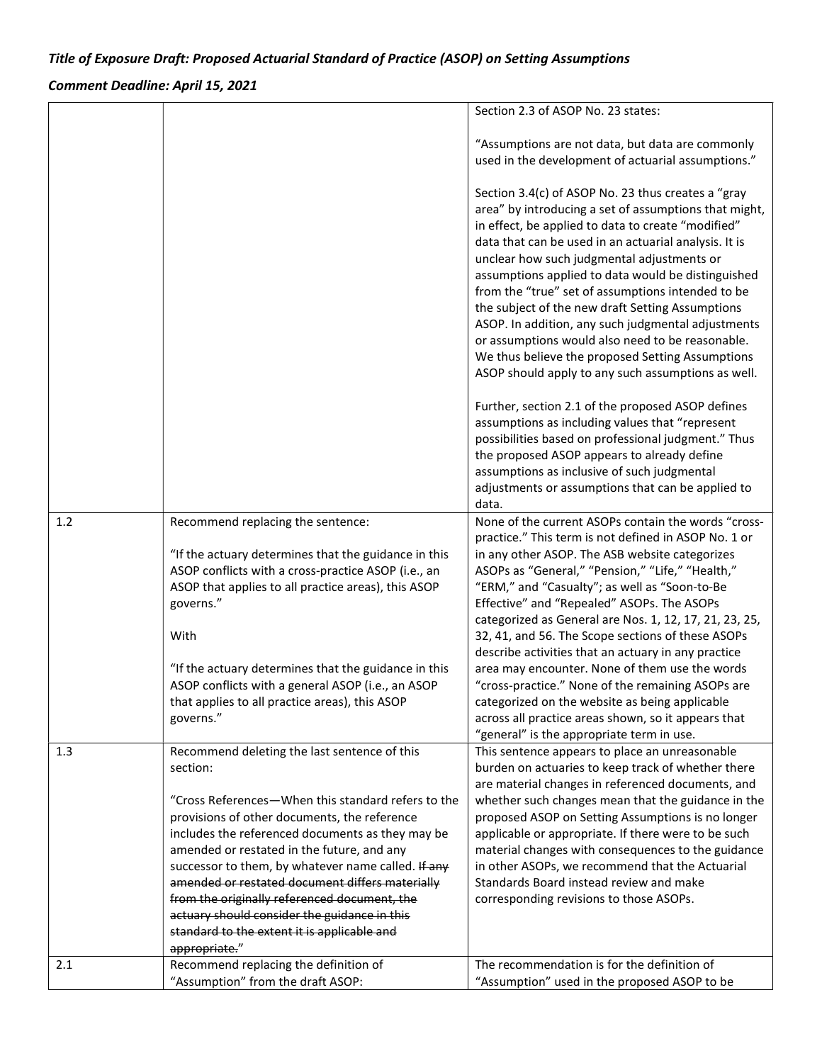*Title of Exposure Draft: Proposed Actuarial Standard of Practice (ASOP) on Setting Assumptions*

*Comment Deadline: April 15, 2021*

| | | |
|---|---|---|
| | | Section 2.3 of ASOP No. 23 states:<br><br>"Assumptions are not data, but data are commonly used in the development of actuarial assumptions."<br><br>Section 3.4(c) of ASOP No. 23 thus creates a "gray area" by introducing a set of assumptions that might, in effect, be applied to data to create "modified" data that can be used in an actuarial analysis. It is unclear how such judgmental adjustments or assumptions applied to data would be distinguished from the "true" set of assumptions intended to be the subject of the new draft Setting Assumptions ASOP. In addition, any such judgmental adjustments or assumptions would also need to be reasonable. We thus believe the proposed Setting Assumptions ASOP should apply to any such assumptions as well.<br><br>Further, section 2.1 of the proposed ASOP defines assumptions as including values that "represent possibilities based on professional judgment." Thus the proposed ASOP appears to already define assumptions as inclusive of such judgmental adjustments or assumptions that can be applied to data. |
| 1.2 | Recommend replacing the sentence:<br><br>"If the actuary determines that the guidance in this ASOP conflicts with a cross-practice ASOP (i.e., an ASOP that applies to all practice areas), this ASOP governs."<br><br>With<br><br>"If the actuary determines that the guidance in this ASOP conflicts with a general ASOP (i.e., an ASOP that applies to all practice areas), this ASOP governs." | None of the current ASOPs contain the words "cross-practice." This term is not defined in ASOP No. 1 or in any other ASOP. The ASB website categorizes ASOPs as "General," "Pension," "Life," "Health," "ERM," and "Casualty"; as well as "Soon-to-Be Effective" and "Repealed" ASOPs. The ASOPs categorized as General are Nos. 1, 12, 17, 21, 23, 25, 32, 41, and 56. The Scope sections of these ASOPs describe activities that an actuary in any practice area may encounter. None of them use the words "cross-practice." None of the remaining ASOPs are categorized on the website as being applicable across all practice areas shown, so it appears that "general" is the appropriate term in use. |
| 1.3 | Recommend deleting the last sentence of this section:<br><br>"Cross References—When this standard refers to the provisions of other documents, the reference includes the referenced documents as they may be amended or restated in the future, and any successor to them, by whatever name called. ~~If any amended or restated document differs materially from the originally referenced document, the actuary should consider the guidance in this standard to the extent it is applicable and appropriate.~~" | This sentence appears to place an unreasonable burden on actuaries to keep track of whether there are material changes in referenced documents, and whether such changes mean that the guidance in the proposed ASOP on Setting Assumptions is no longer applicable or appropriate. If there were to be such material changes with consequences to the guidance in other ASOPs, we recommend that the Actuarial Standards Board instead review and make corresponding revisions to those ASOPs. |
| 2.1 | Recommend replacing the definition of "Assumption" from the draft ASOP: | The recommendation is for the definition of "Assumption" used in the proposed ASOP to be |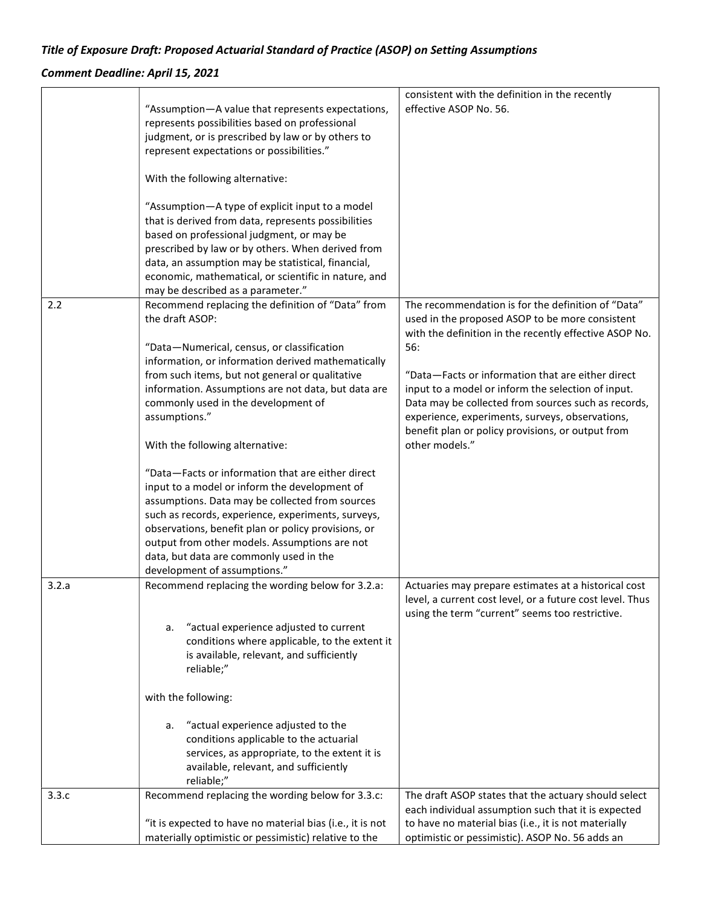***Title of Exposure Draft: Proposed Actuarial Standard of Practice (ASOP) on Setting Assumptions***

***Comment Deadline: April 15, 2021***

| | | |
|---|---|---|
| | "Assumption—A value that represents expectations, represents possibilities based on professional judgment, or is prescribed by law or by others to represent expectations or possibilities."<br><br>With the following alternative:<br><br>"Assumption—A type of explicit input to a model that is derived from data, represents possibilities based on professional judgment, or may be prescribed by law or by others. When derived from data, an assumption may be statistical, financial, economic, mathematical, or scientific in nature, and may be described as a parameter." | consistent with the definition in the recently effective ASOP No. 56. |
| 2.2 | Recommend replacing the definition of "Data" from the draft ASOP:<br><br>"Data—Numerical, census, or classification information, or information derived mathematically from such items, but not general or qualitative information. Assumptions are not data, but data are commonly used in the development of assumptions."<br><br>With the following alternative:<br><br>"Data—Facts or information that are either direct input to a model or inform the development of assumptions. Data may be collected from sources such as records, experience, experiments, surveys, observations, benefit plan or policy provisions, or output from other models. Assumptions are not data, but data are commonly used in the development of assumptions." | The recommendation is for the definition of "Data" used in the proposed ASOP to be more consistent with the definition in the recently effective ASOP No. 56:<br><br>"Data—Facts or information that are either direct input to a model or inform the selection of input. Data may be collected from sources such as records, experience, experiments, surveys, observations, benefit plan or policy provisions, or output from other models." |
| 3.2.a | Recommend replacing the wording below for 3.2.a:<br><br>a. "actual experience adjusted to current conditions where applicable, to the extent it is available, relevant, and sufficiently reliable;"<br><br>with the following:<br><br>a. "actual experience adjusted to the conditions applicable to the actuarial services, as appropriate, to the extent it is available, relevant, and sufficiently reliable;" | Actuaries may prepare estimates at a historical cost level, a current cost level, or a future cost level. Thus using the term "current" seems too restrictive. |
| 3.3.c | Recommend replacing the wording below for 3.3.c:<br><br>"it is expected to have no material bias (i.e., it is not materially optimistic or pessimistic) relative to the | The draft ASOP states that the actuary should select each individual assumption such that it is expected to have no material bias (i.e., it is not materially optimistic or pessimistic). ASOP No. 56 adds an |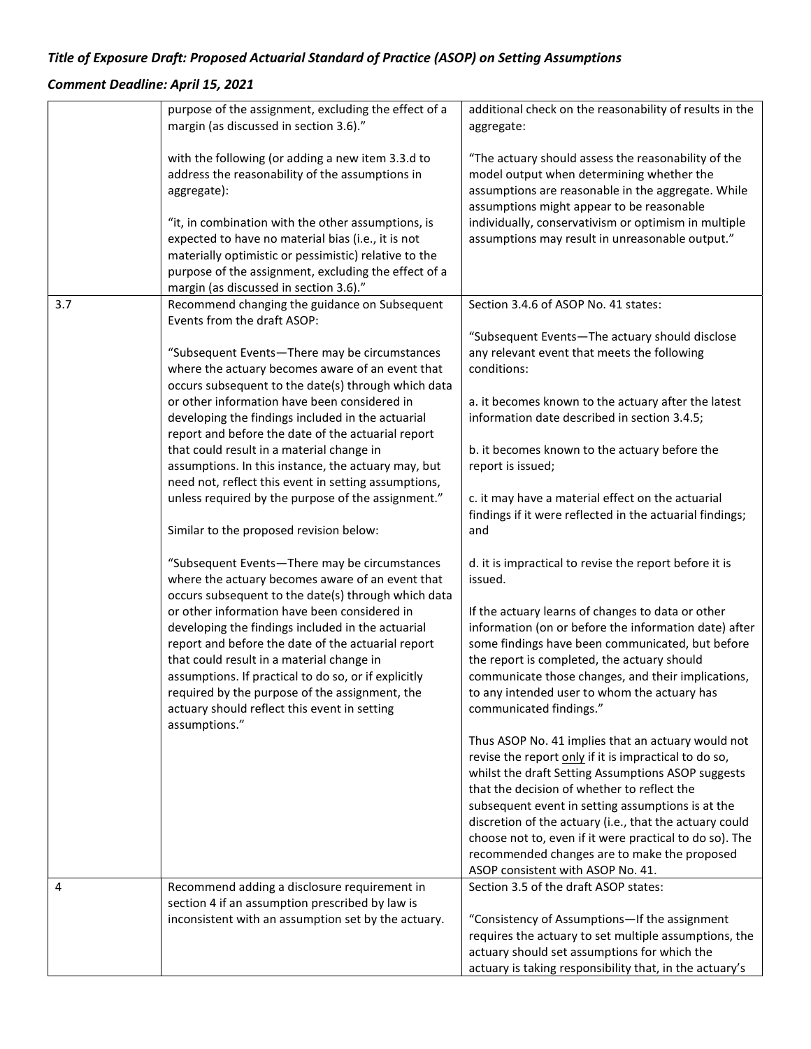*Title of Exposure Draft: Proposed Actuarial Standard of Practice (ASOP) on Setting Assumptions*

*Comment Deadline: April 15, 2021*

| | | |
|---|---|---|
| | purpose of the assignment, excluding the effect of a margin (as discussed in section 3.6)."<br><br>with the following (or adding a new item 3.3.d to address the reasonability of the assumptions in aggregate):<br><br>"it, in combination with the other assumptions, is expected to have no material bias (i.e., it is not materially optimistic or pessimistic) relative to the purpose of the assignment, excluding the effect of a margin (as discussed in section 3.6)." | additional check on the reasonability of results in the aggregate:<br><br>"The actuary should assess the reasonability of the model output when determining whether the assumptions are reasonable in the aggregate. While assumptions might appear to be reasonable individually, conservativism or optimism in multiple assumptions may result in unreasonable output." |
| 3.7 | Recommend changing the guidance on Subsequent Events from the draft ASOP:<br><br>"Subsequent Events—There may be circumstances where the actuary becomes aware of an event that occurs subsequent to the date(s) through which data or other information have been considered in developing the findings included in the actuarial report and before the date of the actuarial report that could result in a material change in assumptions. In this instance, the actuary may, but need not, reflect this event in setting assumptions, unless required by the purpose of the assignment."<br><br>Similar to the proposed revision below:<br><br>"Subsequent Events—There may be circumstances where the actuary becomes aware of an event that occurs subsequent to the date(s) through which data or other information have been considered in developing the findings included in the actuarial report and before the date of the actuarial report that could result in a material change in assumptions. If practical to do so, or if explicitly required by the purpose of the assignment, the actuary should reflect this event in setting assumptions." | Section 3.4.6 of ASOP No. 41 states:<br><br>"Subsequent Events—The actuary should disclose any relevant event that meets the following conditions:<br><br>a. it becomes known to the actuary after the latest information date described in section 3.4.5;<br><br>b. it becomes known to the actuary before the report is issued;<br><br>c. it may have a material effect on the actuarial findings if it were reflected in the actuarial findings; and<br><br>d. it is impractical to revise the report before it is issued.<br><br>If the actuary learns of changes to data or other information (on or before the information date) after some findings have been communicated, but before the report is completed, the actuary should communicate those changes, and their implications, to any intended user to whom the actuary has communicated findings."<br><br>Thus ASOP No. 41 implies that an actuary would not revise the report <u>only</u> if it is impractical to do so, whilst the draft Setting Assumptions ASOP suggests that the decision of whether to reflect the subsequent event in setting assumptions is at the discretion of the actuary (i.e., that the actuary could choose not to, even if it were practical to do so). The recommended changes are to make the proposed ASOP consistent with ASOP No. 41. |
| 4 | Recommend adding a disclosure requirement in section 4 if an assumption prescribed by law is inconsistent with an assumption set by the actuary. | Section 3.5 of the draft ASOP states:<br><br>"Consistency of Assumptions—If the assignment requires the actuary to set multiple assumptions, the actuary should set assumptions for which the actuary is taking responsibility that, in the actuary's |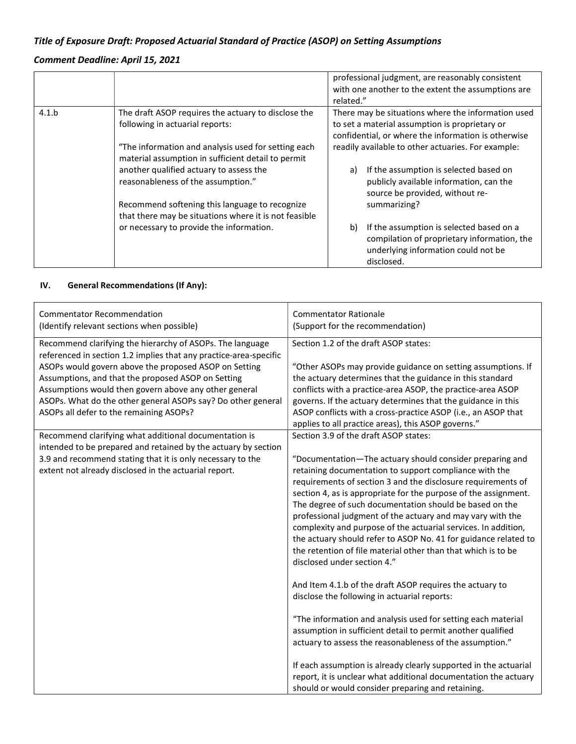***Title of Exposure Draft: Proposed Actuarial Standard of Practice (ASOP) on Setting Assumptions***

***Comment Deadline: April 15, 2021***

| | | |
|---|---|---|
| | | professional judgment, are reasonably consistent with one another to the extent the assumptions are related." |
| 4.1.b | The draft ASOP requires the actuary to disclose the following in actuarial reports:<br><br>"The information and analysis used for setting each material assumption in sufficient detail to permit another qualified actuary to assess the reasonableness of the assumption."<br><br>Recommend softening this language to recognize that there may be situations where it is not feasible or necessary to provide the information. | There may be situations where the information used to set a material assumption is proprietary or confidential, or where the information is otherwise readily available to other actuaries. For example:<br><br>a) If the assumption is selected based on publicly available information, can the source be provided, without re-summarizing?<br><br>b) If the assumption is selected based on a compilation of proprietary information, the underlying information could not be disclosed. |

## IV. General Recommendations (If Any):

| Commentator Recommendation<br>(Identify relevant sections when possible) | Commentator Rationale<br>(Support for the recommendation) |
|---|---|
| Recommend clarifying the hierarchy of ASOPs. The language referenced in section 1.2 implies that any practice-area-specific ASOPs would govern above the proposed ASOP on Setting Assumptions, and that the proposed ASOP on Setting Assumptions would then govern above any other general ASOPs. What do the other general ASOPs say? Do other general ASOPs all defer to the remaining ASOPs? | Section 1.2 of the draft ASOP states:<br><br>"Other ASOPs may provide guidance on setting assumptions. If the actuary determines that the guidance in this standard conflicts with a practice-area ASOP, the practice-area ASOP governs. If the actuary determines that the guidance in this ASOP conflicts with a cross-practice ASOP (i.e., an ASOP that applies to all practice areas), this ASOP governs." |
| Recommend clarifying what additional documentation is intended to be prepared and retained by the actuary by section 3.9 and recommend stating that it is only necessary to the extent not already disclosed in the actuarial report. | Section 3.9 of the draft ASOP states:<br><br>"Documentation—The actuary should consider preparing and retaining documentation to support compliance with the requirements of section 3 and the disclosure requirements of section 4, as is appropriate for the purpose of the assignment. The degree of such documentation should be based on the professional judgment of the actuary and may vary with the complexity and purpose of the actuarial services. In addition, the actuary should refer to ASOP No. 41 for guidance related to the retention of file material other than that which is to be disclosed under section 4."<br><br>And Item 4.1.b of the draft ASOP requires the actuary to disclose the following in actuarial reports:<br><br>"The information and analysis used for setting each material assumption in sufficient detail to permit another qualified actuary to assess the reasonableness of the assumption."<br><br>If each assumption is already clearly supported in the actuarial report, it is unclear what additional documentation the actuary should or would consider preparing and retaining. |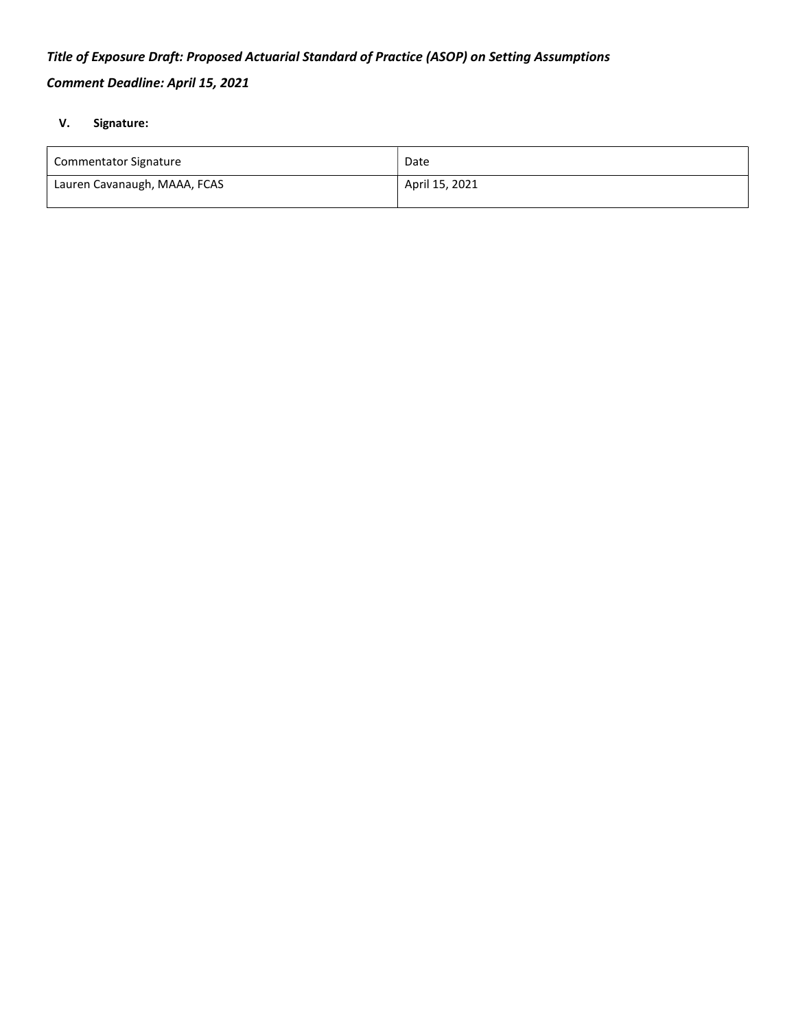***Title of Exposure Draft: Proposed Actuarial Standard of Practice (ASOP) on Setting Assumptions***

***Comment Deadline: April 15, 2021***

**V. Signature:**

| Commentator Signature | Date |
|---|---|
| Lauren Cavanaugh, MAAA, FCAS | April 15, 2021 |